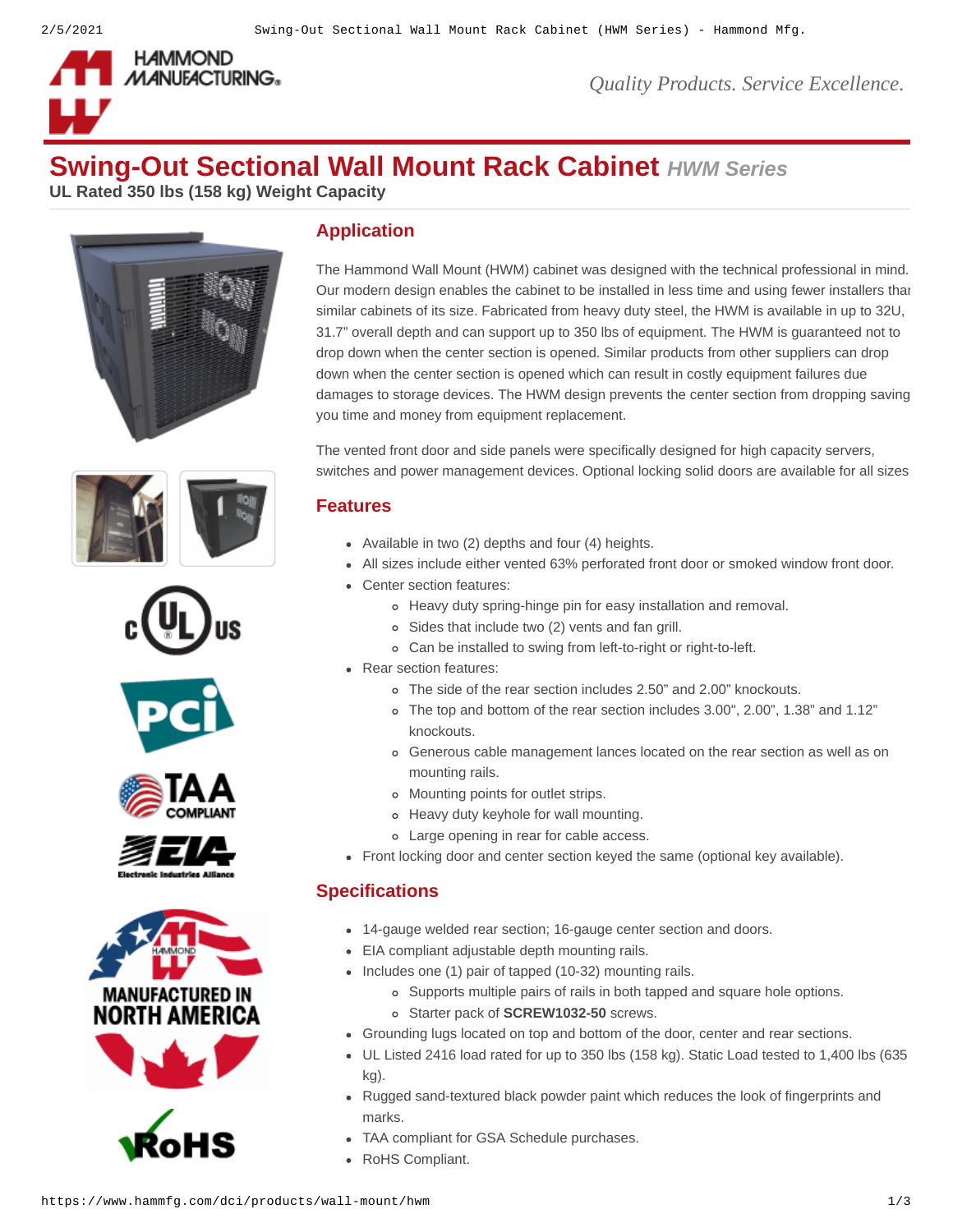# Swing-Out Sectional Wall Mount Rack Cabinet *HWM Series*

**UL Rated 350 lbs (158 kg) Weight Capacity**

## Application

The Hammond Wall Mount (HWM) cabinet was designed with the technical professional in mind. Our modern design enables the cabinet to be installed in less time and using fewer installers than similar cabinets of its size. Fabricated from heavy duty steel, the HWM is available in up to 32U, 31.7" overall depth and can support up to 350 lbs of equipment. The HWM is guaranteed not to drop down when the center section is opened. Similar products from other suppliers can drop down when the center section is opened which can result in costly equipment failures due damages to storage devices. The HWM design prevents the center section from dropping saving you time and money from equipment replacement.

The vented front door and side panels were specifically designed for high capacity servers, switches and power management devices. Optional locking solid doors are available for all sizes

## Features

- Available in two (2) depths and four (4) heights.
- All sizes include either vented 63% perforated front door or smoked window front door.
- Center section features:
  - Heavy duty spring-hinge pin for easy installation and removal.
  - Sides that include two (2) vents and fan grill.
  - Can be installed to swing from left-to-right or right-to-left.
- Rear section features:
  - The side of the rear section includes 2.50" and 2.00" knockouts.
  - The top and bottom of the rear section includes 3.00", 2.00", 1.38" and 1.12" knockouts.
  - Generous cable management lances located on the rear section as well as on mounting rails.
  - Mounting points for outlet strips.
  - Heavy duty keyhole for wall mounting.
  - Large opening in rear for cable access.
- Front locking door and center section keyed the same (optional key available).

## Specifications

- 14-gauge welded rear section; 16-gauge center section and doors.
- EIA compliant adjustable depth mounting rails.
- Includes one (1) pair of tapped (10-32) mounting rails.
  - Supports multiple pairs of rails in both tapped and square hole options.
  - Starter pack of **SCREW1032-50** screws.
- Grounding lugs located on top and bottom of the door, center and rear sections.
- UL Listed 2416 load rated for up to 350 lbs (158 kg). Static Load tested to 1,400 lbs (635 kg).
- Rugged sand-textured black powder paint which reduces the look of fingerprints and marks.
- TAA compliant for GSA Schedule purchases.
- RoHS Compliant.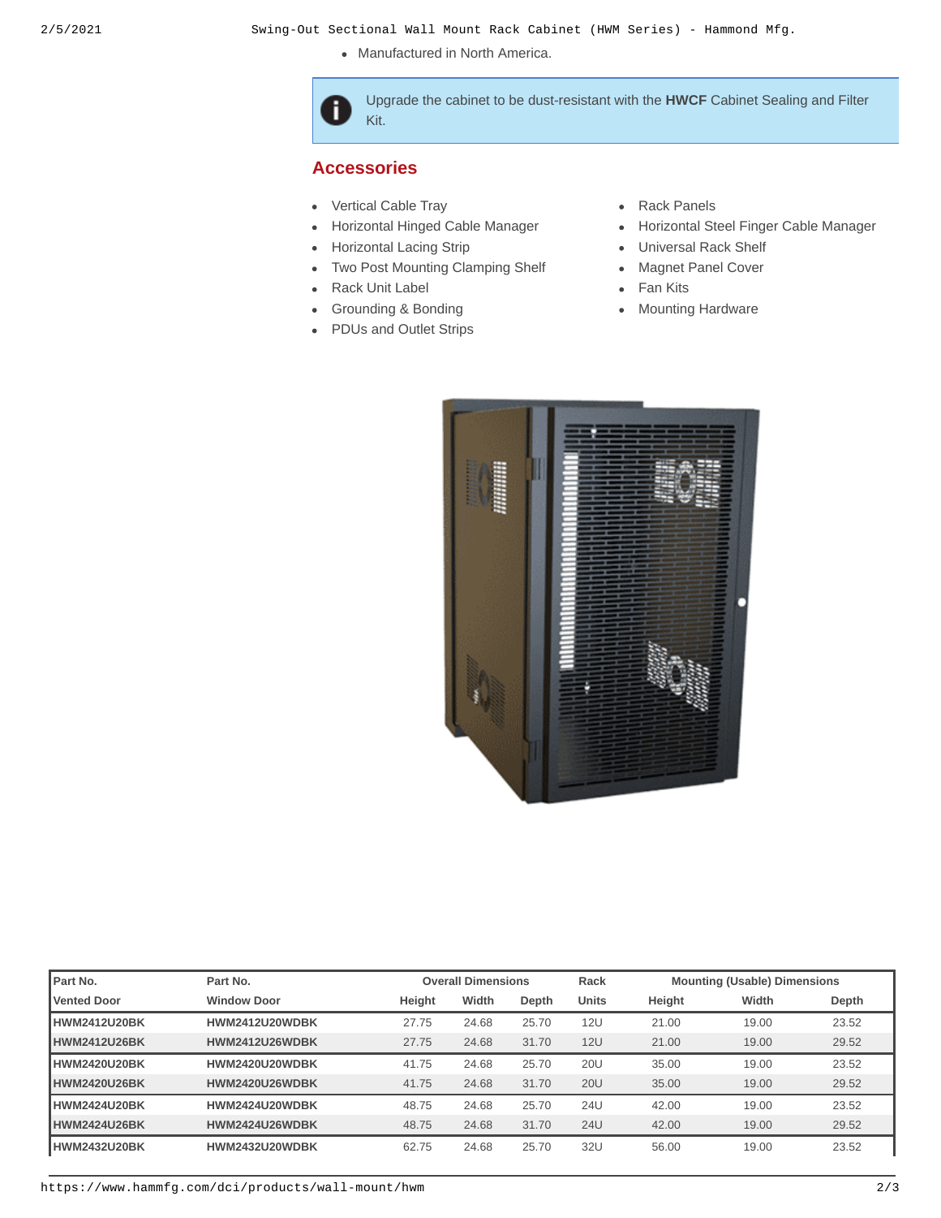- Manufactured in North America.

Upgrade the cabinet to be dust-resistant with the **HWCF** Cabinet Sealing and Filter Kit.

## Accessories

- Vertical Cable Tray
- Horizontal Hinged Cable Manager
- Horizontal Lacing Strip
- Two Post Mounting Clamping Shelf
- Rack Unit Label
- Grounding & Bonding
- PDUs and Outlet Strips
- Rack Panels
- Horizontal Steel Finger Cable Manager
- Universal Rack Shelf
- Magnet Panel Cover
- Fan Kits
- Mounting Hardware

| Part No. | Part No. | Overall Dimensions | | | Rack | Mounting (Usable) Dimensions | | |
|---|---|---|---|---|---|---|---|---|
| Vented Door | Window Door | Height | Width | Depth | Units | Height | Width | Depth |
| HWM2412U20BK | HWM2412U20WDBK | 27.75 | 24.68 | 25.70 | 12U | 21.00 | 19.00 | 23.52 |
| HWM2412U26BK | HWM2412U26WDBK | 27.75 | 24.68 | 31.70 | 12U | 21.00 | 19.00 | 29.52 |
| HWM2420U20BK | HWM2420U20WDBK | 41.75 | 24.68 | 25.70 | 20U | 35.00 | 19.00 | 23.52 |
| HWM2420U26BK | HWM2420U26WDBK | 41.75 | 24.68 | 31.70 | 20U | 35.00 | 19.00 | 29.52 |
| HWM2424U20BK | HWM2424U20WDBK | 48.75 | 24.68 | 25.70 | 24U | 42.00 | 19.00 | 23.52 |
| HWM2424U26BK | HWM2424U26WDBK | 48.75 | 24.68 | 31.70 | 24U | 42.00 | 19.00 | 29.52 |
| HWM2432U20BK | HWM2432U20WDBK | 62.75 | 24.68 | 25.70 | 32U | 56.00 | 19.00 | 23.52 |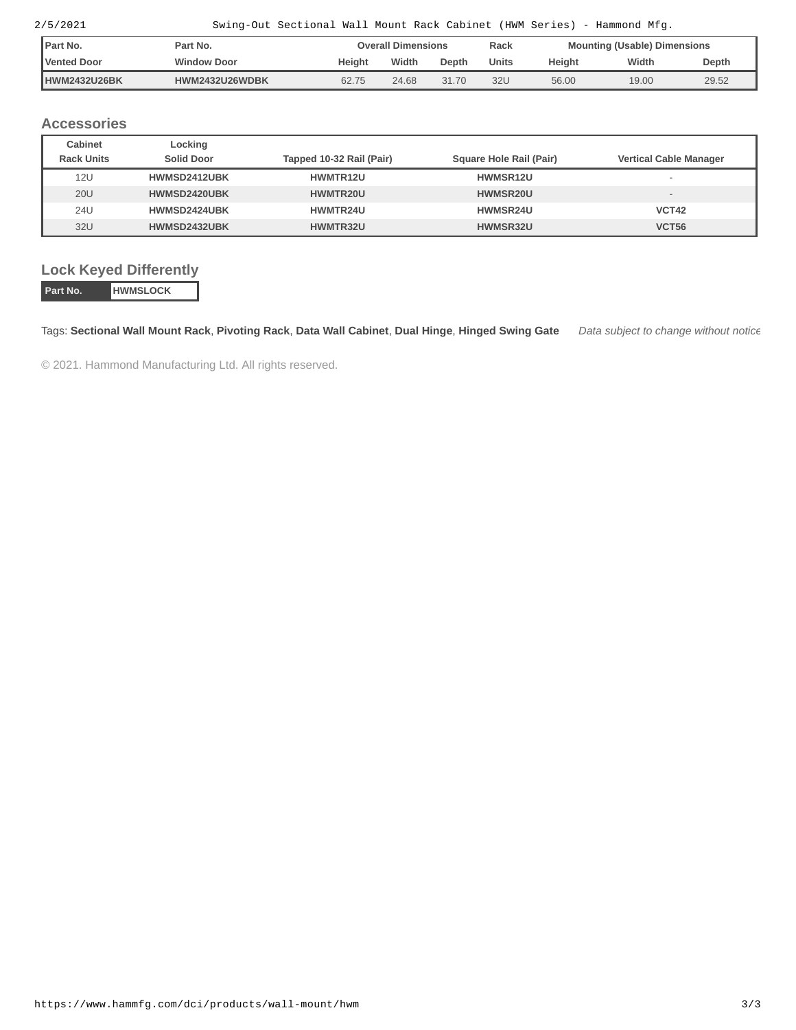| Part No. | Part No. | Overall Dimensions | | | Rack | Mounting (Usable) Dimensions | | |
|---|---|---|---|---|---|---|---|---|
| Vented Door | Window Door | Height | Width | Depth | Units | Height | Width | Depth |
| HWM2432U26BK | HWM2432U26WDBK | 62.75 | 24.68 | 31.70 | 32U | 56.00 | 19.00 | 29.52 |

## Accessories

| Cabinet Rack Units | Locking Solid Door | Tapped 10-32 Rail (Pair) | Square Hole Rail (Pair) | Vertical Cable Manager |
|---|---|---|---|---|
| 12U | HWMSD2412UBK | HWMTR12U | HWMSR12U | - |
| 20U | HWMSD2420UBK | HWMTR20U | HWMSR20U | - |
| 24U | HWMSD2424UBK | HWMTR24U | HWMSR24U | VCT42 |
| 32U | HWMSD2432UBK | HWMTR32U | HWMSR32U | VCT56 |

## Lock Keyed Differently

| Part No. | HWMSLOCK |
|---|---|

Tags: **Sectional Wall Mount Rack**, **Pivoting Rack**, **Data Wall Cabinet**, **Dual Hinge**, **Hinged Swing Gate** *Data subject to change without notice*

© 2021. Hammond Manufacturing Ltd. All rights reserved.